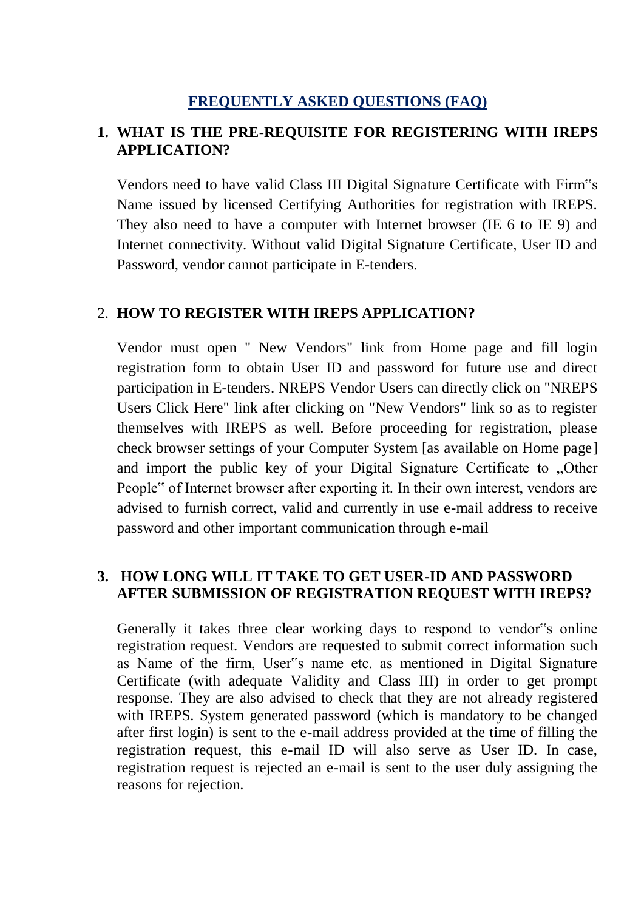# FREQUENTLY ASKED QUESTIONS (FAQ)

## 1. WHAT IS THE PRE-REQUISITE FOR REGISTERING WITH IREPS APPLICATION?

Vendors need to have valid Class III Digital Signature Certificate with Firm‟s Name issued by licensed Certifying Authorities for registration with IREPS. They also need to have a computer with Internet browser (IE 6 to IE 9) and Internet connectivity. Without valid Digital Signature Certificate, User ID and Password, vendor cannot participate in E-tenders.

## 2. HOW TO REGISTER WITH IREPS APPLICATION?

Vendor must open " New Vendors" link from Home page and fill login registration form to obtain User ID and password for future use and direct participation in E-tenders. NREPS Vendor Users can directly click on "NREPS Users Click Here" link after clicking on "New Vendors" link so as to register themselves with IREPS as well. Before proceeding for registration, please check browser settings of your Computer System [as available on Home page] and import the public key of your Digital Signature Certificate to „Other People‟ of Internet browser after exporting it. In their own interest, vendors are advised to furnish correct, valid and currently in use e-mail address to receive password and other important communication through e-mail

## 3. HOW LONG WILL IT TAKE TO GET USER-ID AND PASSWORD AFTER SUBMISSION OF REGISTRATION REQUEST WITH IREPS?

Generally it takes three clear working days to respond to vendor‟s online registration request. Vendors are requested to submit correct information such as Name of the firm, User‟s name etc. as mentioned in Digital Signature Certificate (with adequate Validity and Class III) in order to get prompt response. They are also advised to check that they are not already registered with IREPS. System generated password (which is mandatory to be changed after first login) is sent to the e-mail address provided at the time of filling the registration request, this e-mail ID will also serve as User ID. In case, registration request is rejected an e-mail is sent to the user duly assigning the reasons for rejection.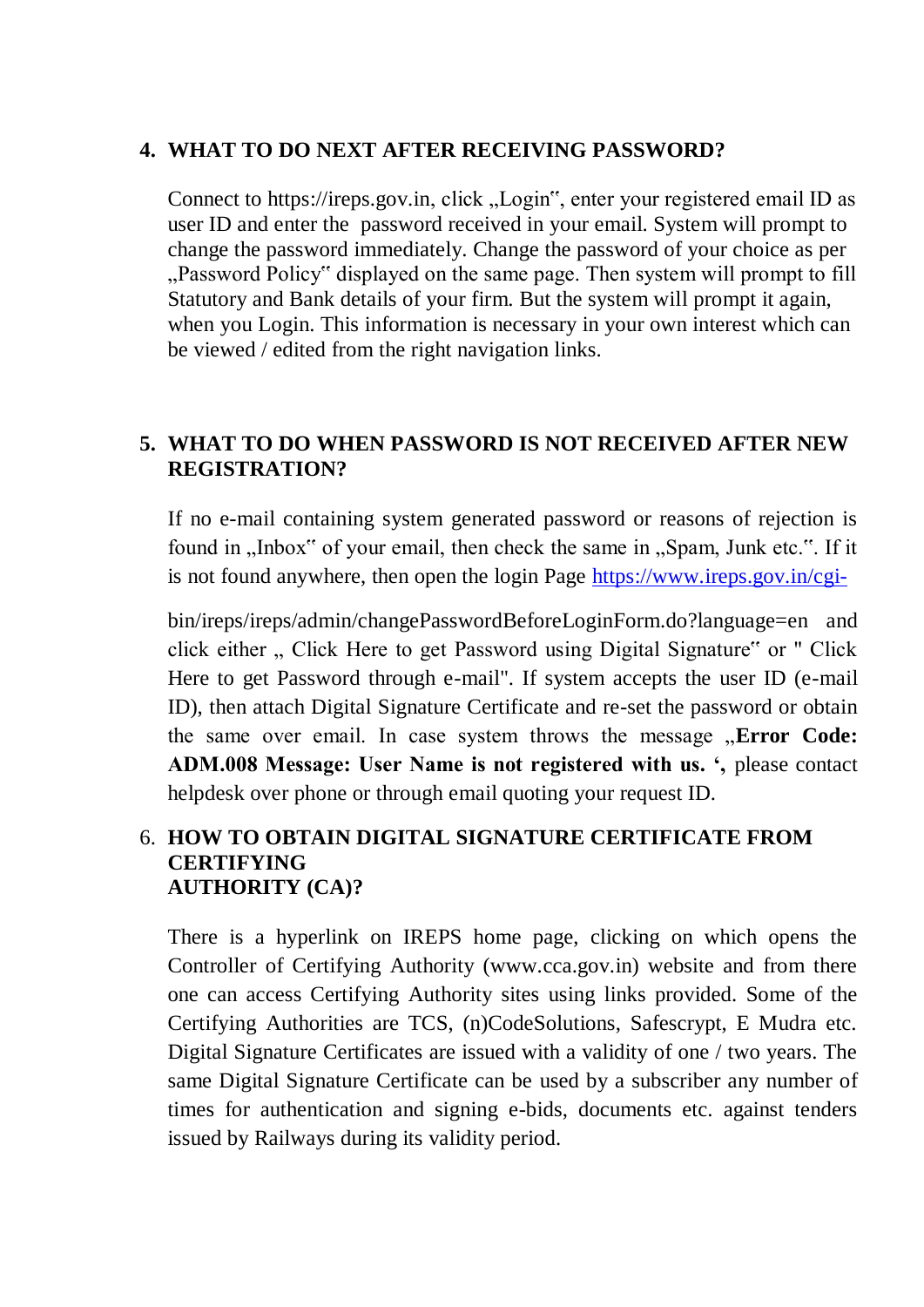## 4. WHAT TO DO NEXT AFTER RECEIVING PASSWORD?

Connect to https://ireps.gov.in, click „Login", enter your registered email ID as user ID and enter the password received in your email. System will prompt to change the password immediately. Change the password of your choice as per „Password Policy" displayed on the same page. Then system will prompt to fill Statutory and Bank details of your firm. But the system will prompt it again, when you Login. This information is necessary in your own interest which can be viewed / edited from the right navigation links.

## 5. WHAT TO DO WHEN PASSWORD IS NOT RECEIVED AFTER NEW REGISTRATION?

If no e-mail containing system generated password or reasons of rejection is found in „Inbox" of your email, then check the same in „Spam, Junk etc.". If it is not found anywhere, then open the login Page https://www.ireps.gov.in/cgi-bin/ireps/ireps/admin/changePasswordBeforeLoginForm.do?language=en and click either „ Click Here to get Password using Digital Signature" or " Click Here to get Password through e-mail". If system accepts the user ID (e-mail ID), then attach Digital Signature Certificate and re-set the password or obtain the same over email. In case system throws the message „**Error Code: ADM.008 Message: User Name is not registered with us. ',** please contact helpdesk over phone or through email quoting your request ID.

## 6. HOW TO OBTAIN DIGITAL SIGNATURE CERTIFICATE FROM CERTIFYING AUTHORITY (CA)?

There is a hyperlink on IREPS home page, clicking on which opens the Controller of Certifying Authority (www.cca.gov.in) website and from there one can access Certifying Authority sites using links provided. Some of the Certifying Authorities are TCS, (n)CodeSolutions, Safescrypt, E Mudra etc. Digital Signature Certificates are issued with a validity of one / two years. The same Digital Signature Certificate can be used by a subscriber any number of times for authentication and signing e-bids, documents etc. against tenders issued by Railways during its validity period.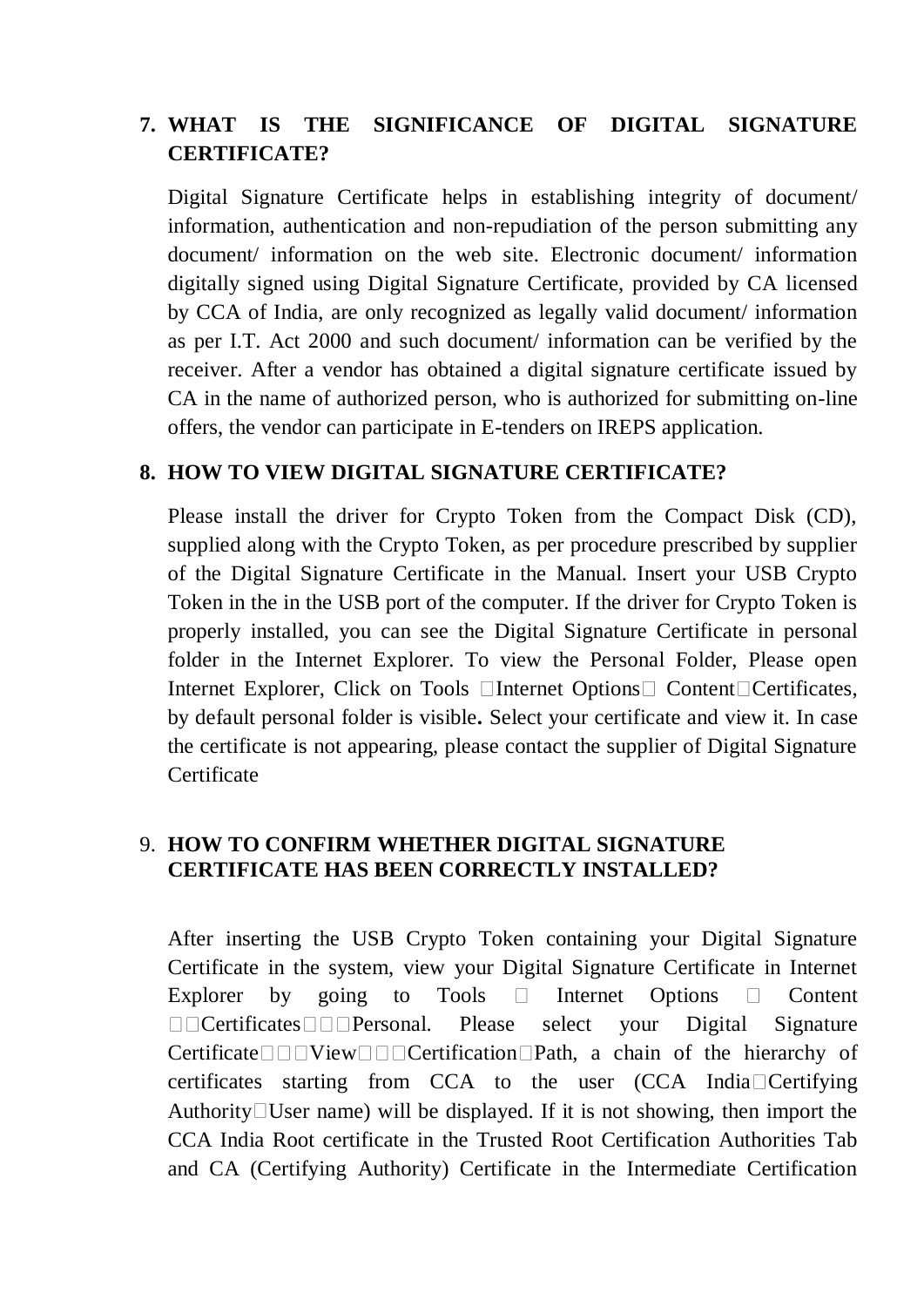7. **WHAT IS THE SIGNIFICANCE OF DIGITAL SIGNATURE CERTIFICATE?**

   Digital Signature Certificate helps in establishing integrity of document/ information, authentication and non-repudiation of the person submitting any document/ information on the web site. Electronic document/ information digitally signed using Digital Signature Certificate, provided by CA licensed by CCA of India, are only recognized as legally valid document/ information as per I.T. Act 2000 and such document/ information can be verified by the receiver. After a vendor has obtained a digital signature certificate issued by CA in the name of authorized person, who is authorized for submitting on-line offers, the vendor can participate in E-tenders on IREPS application.

8. **HOW TO VIEW DIGITAL SIGNATURE CERTIFICATE?**

   Please install the driver for Crypto Token from the Compact Disk (CD), supplied along with the Crypto Token, as per procedure prescribed by supplier of the Digital Signature Certificate in the Manual. Insert your USB Crypto Token in the in the USB port of the computer. If the driver for Crypto Token is properly installed, you can see the Digital Signature Certificate in personal folder in the Internet Explorer. To view the Personal Folder, Please open Internet Explorer, Click on Tools Internet Options Content Certificates, by default personal folder is visible**.** Select your certificate and view it. In case the certificate is not appearing, please contact the supplier of Digital Signature Certificate

9. **HOW TO CONFIRM WHETHER DIGITAL SIGNATURE CERTIFICATE HAS BEEN CORRECTLY INSTALLED?**

   After inserting the USB Crypto Token containing your Digital Signature Certificate in the system, view your Digital Signature Certificate in Internet Explorer by going to Tools Internet Options Content Certificates Personal. Please select your Digital Signature Certificate View Certification Path, a chain of the hierarchy of certificates starting from CCA to the user (CCA India Certifying Authority User name) will be displayed. If it is not showing, then import the CCA India Root certificate in the Trusted Root Certification Authorities Tab and CA (Certifying Authority) Certificate in the Intermediate Certification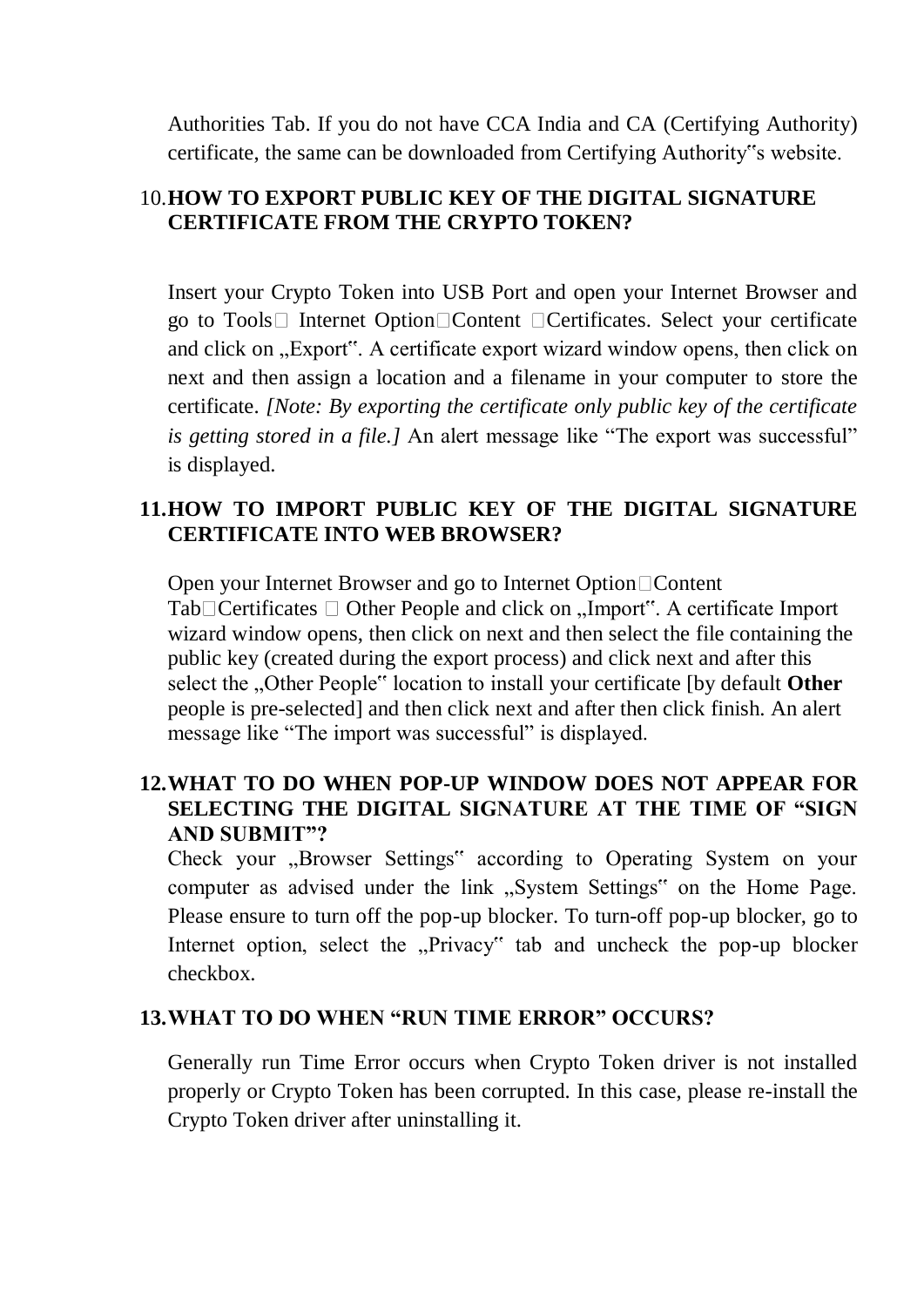Authorities Tab. If you do not have CCA India and CA (Certifying Authority) certificate, the same can be downloaded from Certifying Authority"s website.

## 10. HOW TO EXPORT PUBLIC KEY OF THE DIGITAL SIGNATURE CERTIFICATE FROM THE CRYPTO TOKEN?

Insert your Crypto Token into USB Port and open your Internet Browser and go to Tools Internet Option Content Certificates. Select your certificate and click on „Export". A certificate export wizard window opens, then click on next and then assign a location and a filename in your computer to store the certificate. *[Note: By exporting the certificate only public key of the certificate is getting stored in a file.]* An alert message like "The export was successful" is displayed.

## 11. HOW TO IMPORT PUBLIC KEY OF THE DIGITAL SIGNATURE CERTIFICATE INTO WEB BROWSER?

Open your Internet Browser and go to Internet Option Content Tab Certificates Other People and click on „Import". A certificate Import wizard window opens, then click on next and then select the file containing the public key (created during the export process) and click next and after this select the „Other People" location to install your certificate [by default **Other** people is pre-selected] and then click next and after then click finish. An alert message like "The import was successful" is displayed.

## 12. WHAT TO DO WHEN POP-UP WINDOW DOES NOT APPEAR FOR SELECTING THE DIGITAL SIGNATURE AT THE TIME OF "SIGN AND SUBMIT"?

Check your „Browser Settings" according to Operating System on your computer as advised under the link „System Settings" on the Home Page. Please ensure to turn off the pop-up blocker. To turn-off pop-up blocker, go to Internet option, select the „Privacy" tab and uncheck the pop-up blocker checkbox.

## 13. WHAT TO DO WHEN "RUN TIME ERROR" OCCURS?

Generally run Time Error occurs when Crypto Token driver is not installed properly or Crypto Token has been corrupted. In this case, please re-install the Crypto Token driver after uninstalling it.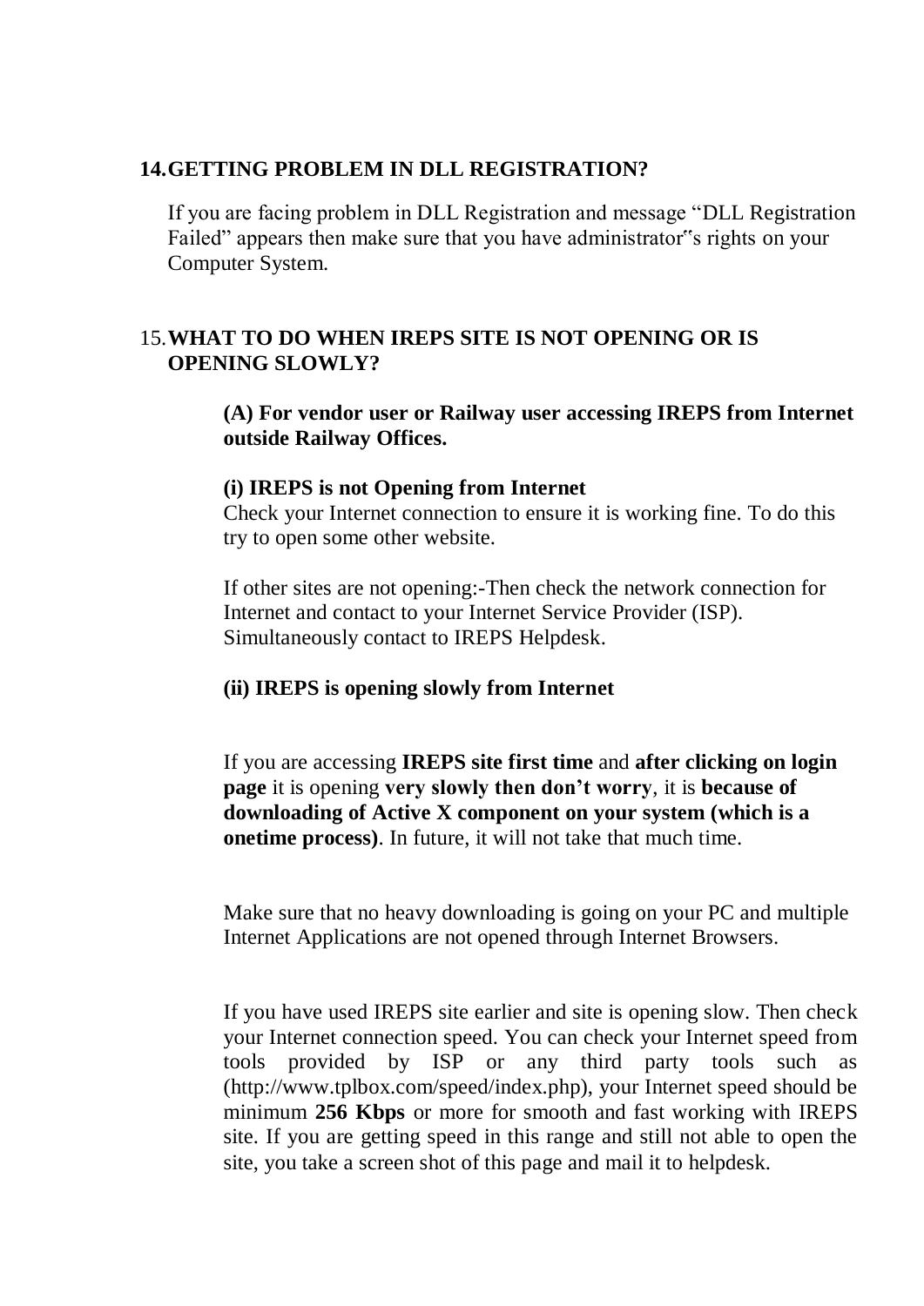## 14. GETTING PROBLEM IN DLL REGISTRATION?

If you are facing problem in DLL Registration and message "DLL Registration Failed" appears then make sure that you have administrator"s rights on your Computer System.

## 15. WHAT TO DO WHEN IREPS SITE IS NOT OPENING OR IS OPENING SLOWLY?

**(A) For vendor user or Railway user accessing IREPS from Internet outside Railway Offices.**

**(i) IREPS is not Opening from Internet**

Check your Internet connection to ensure it is working fine. To do this try to open some other website.

If other sites are not opening:-Then check the network connection for Internet and contact to your Internet Service Provider (ISP). Simultaneously contact to IREPS Helpdesk.

**(ii) IREPS is opening slowly from Internet**

If you are accessing **IREPS site first time** and **after clicking on login page** it is opening **very slowly then don't worry**, it is **because of downloading of Active X component on your system (which is a onetime process)**. In future, it will not take that much time.

Make sure that no heavy downloading is going on your PC and multiple Internet Applications are not opened through Internet Browsers.

If you have used IREPS site earlier and site is opening slow. Then check your Internet connection speed. You can check your Internet speed from tools provided by ISP or any third party tools such as (http://www.tplbox.com/speed/index.php), your Internet speed should be minimum **256 Kbps** or more for smooth and fast working with IREPS site. If you are getting speed in this range and still not able to open the site, you take a screen shot of this page and mail it to helpdesk.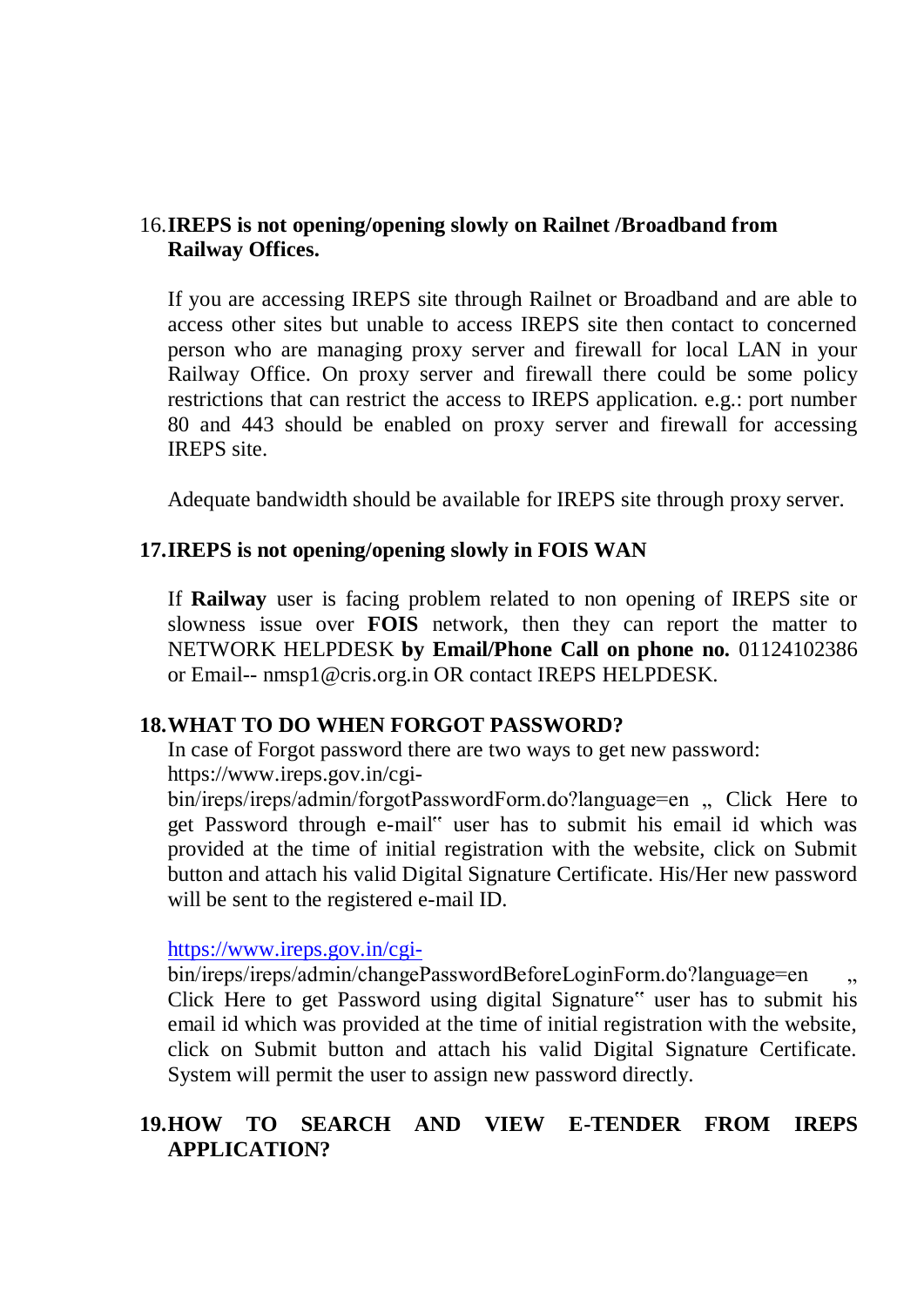16. **IREPS is not opening/opening slowly on Railnet /Broadband from Railway Offices.**

    If you are accessing IREPS site through Railnet or Broadband and are able to access other sites but unable to access IREPS site then contact to concerned person who are managing proxy server and firewall for local LAN in your Railway Office. On proxy server and firewall there could be some policy restrictions that can restrict the access to IREPS application. e.g.: port number 80 and 443 should be enabled on proxy server and firewall for accessing IREPS site.

    Adequate bandwidth should be available for IREPS site through proxy server.

17. **IREPS is not opening/opening slowly in FOIS WAN**

    If **Railway** user is facing problem related to non opening of IREPS site or slowness issue over **FOIS** network, then they can report the matter to NETWORK HELPDESK **by Email/Phone Call on phone no.** 01124102386 or Email-- nmsp1@cris.org.in OR contact IREPS HELPDESK.

18. **WHAT TO DO WHEN FORGOT PASSWORD?**

    In case of Forgot password there are two ways to get new password:
    https://www.ireps.gov.in/cgi-bin/ireps/ireps/admin/forgotPasswordForm.do?language=en „ Click Here to get Password through e-mail‟ user has to submit his email id which was provided at the time of initial registration with the website, click on Submit button and attach his valid Digital Signature Certificate. His/Her new password will be sent to the registered e-mail ID.

    https://www.ireps.gov.in/cgi-bin/ireps/ireps/admin/changePasswordBeforeLoginForm.do?language=en „ Click Here to get Password using digital Signature‟ user has to submit his email id which was provided at the time of initial registration with the website, click on Submit button and attach his valid Digital Signature Certificate. System will permit the user to assign new password directly.

19. **HOW TO SEARCH AND VIEW E-TENDER FROM IREPS APPLICATION?**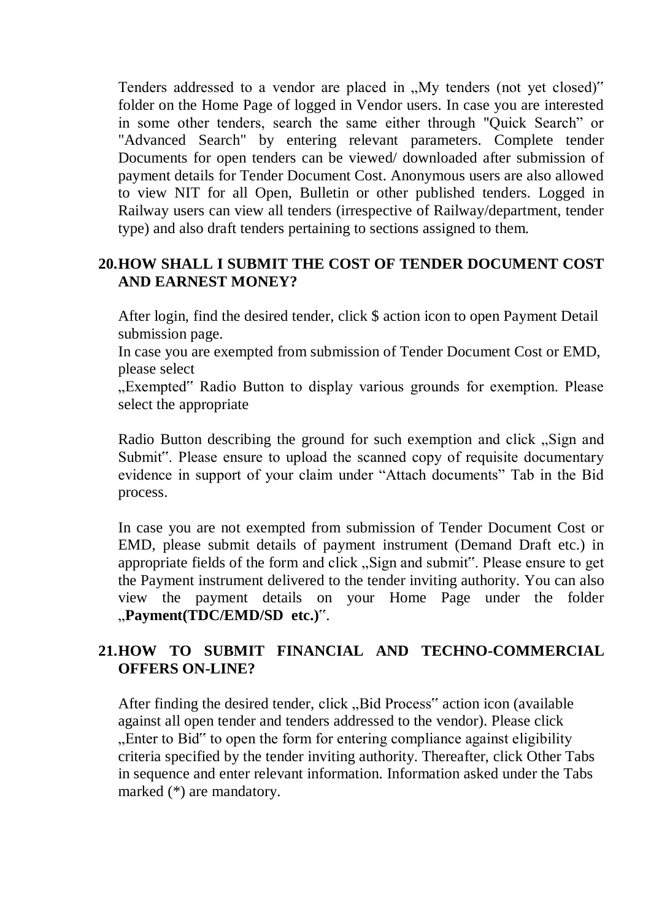Tenders addressed to a vendor are placed in „My tenders (not yet closed)‟ folder on the Home Page of logged in Vendor users. In case you are interested in some other tenders, search the same either through "Quick Search” or "Advanced Search" by entering relevant parameters. Complete tender Documents for open tenders can be viewed/ downloaded after submission of payment details for Tender Document Cost. Anonymous users are also allowed to view NIT for all Open, Bulletin or other published tenders. Logged in Railway users can view all tenders (irrespective of Railway/department, tender type) and also draft tenders pertaining to sections assigned to them.

## 20. HOW SHALL I SUBMIT THE COST OF TENDER DOCUMENT COST AND EARNEST MONEY?

After login, find the desired tender, click $ action icon to open Payment Detail submission page.

In case you are exempted from submission of Tender Document Cost or EMD, please select

„Exempted‟ Radio Button to display various grounds for exemption. Please select the appropriate

Radio Button describing the ground for such exemption and click „Sign and Submit‟. Please ensure to upload the scanned copy of requisite documentary evidence in support of your claim under “Attach documents” Tab in the Bid process.

In case you are not exempted from submission of Tender Document Cost or EMD, please submit details of payment instrument (Demand Draft etc.) in appropriate fields of the form and click „Sign and submit‟. Please ensure to get the Payment instrument delivered to the tender inviting authority. You can also view the payment details on your Home Page under the folder „**Payment(TDC/EMD/SD etc.)**‟.

## 21. HOW TO SUBMIT FINANCIAL AND TECHNO-COMMERCIAL OFFERS ON-LINE?

After finding the desired tender, click „Bid Process‟ action icon (available against all open tender and tenders addressed to the vendor). Please click „Enter to Bid‟ to open the form for entering compliance against eligibility criteria specified by the tender inviting authority. Thereafter, click Other Tabs in sequence and enter relevant information. Information asked under the Tabs marked (*) are mandatory.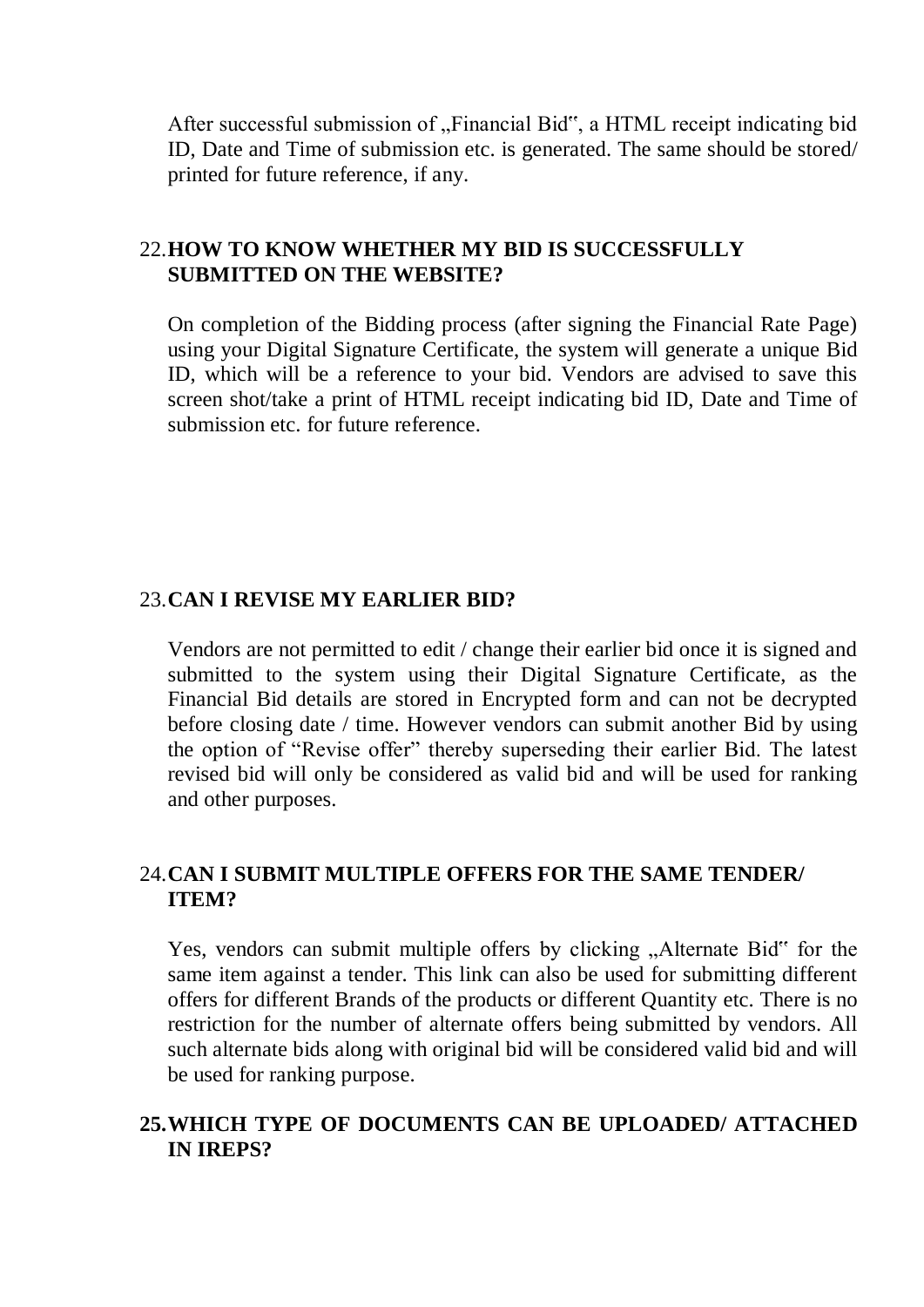After successful submission of „Financial Bid", a HTML receipt indicating bid ID, Date and Time of submission etc. is generated. The same should be stored/ printed for future reference, if any.

## 22. HOW TO KNOW WHETHER MY BID IS SUCCESSFULLY SUBMITTED ON THE WEBSITE?

On completion of the Bidding process (after signing the Financial Rate Page) using your Digital Signature Certificate, the system will generate a unique Bid ID, which will be a reference to your bid. Vendors are advised to save this screen shot/take a print of HTML receipt indicating bid ID, Date and Time of submission etc. for future reference.

## 23. CAN I REVISE MY EARLIER BID?

Vendors are not permitted to edit / change their earlier bid once it is signed and submitted to the system using their Digital Signature Certificate, as the Financial Bid details are stored in Encrypted form and can not be decrypted before closing date / time. However vendors can submit another Bid by using the option of "Revise offer" thereby superseding their earlier Bid. The latest revised bid will only be considered as valid bid and will be used for ranking and other purposes.

## 24. CAN I SUBMIT MULTIPLE OFFERS FOR THE SAME TENDER/ ITEM?

Yes, vendors can submit multiple offers by clicking „Alternate Bid" for the same item against a tender. This link can also be used for submitting different offers for different Brands of the products or different Quantity etc. There is no restriction for the number of alternate offers being submitted by vendors. All such alternate bids along with original bid will be considered valid bid and will be used for ranking purpose.

## 25. WHICH TYPE OF DOCUMENTS CAN BE UPLOADED/ ATTACHED IN IREPS?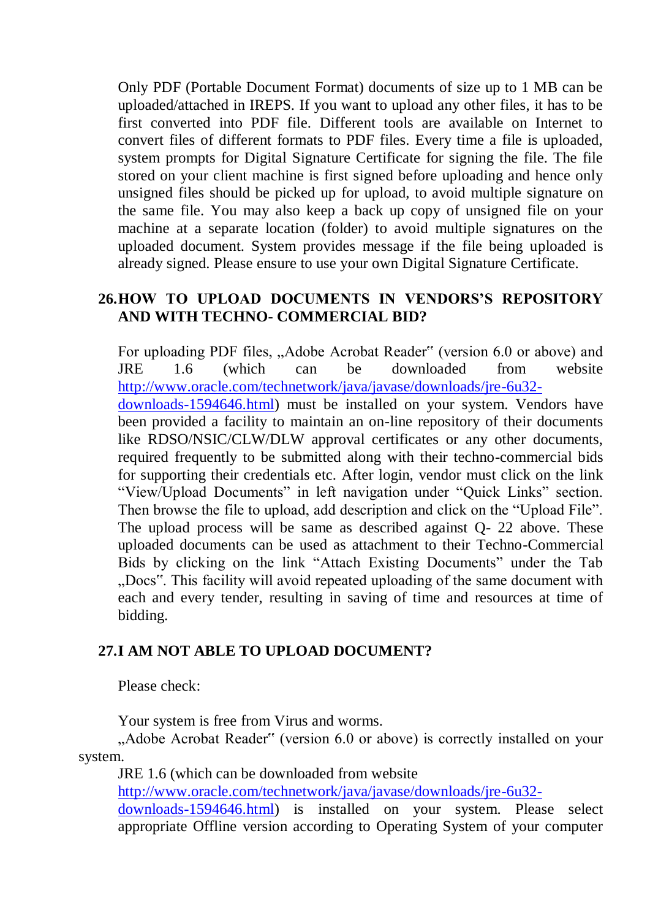Only PDF (Portable Document Format) documents of size up to 1 MB can be uploaded/attached in IREPS. If you want to upload any other files, it has to be first converted into PDF file. Different tools are available on Internet to convert files of different formats to PDF files. Every time a file is uploaded, system prompts for Digital Signature Certificate for signing the file. The file stored on your client machine is first signed before uploading and hence only unsigned files should be picked up for upload, to avoid multiple signature on the same file. You may also keep a back up copy of unsigned file on your machine at a separate location (folder) to avoid multiple signatures on the uploaded document. System provides message if the file being uploaded is already signed. Please ensure to use your own Digital Signature Certificate.

## 26. HOW TO UPLOAD DOCUMENTS IN VENDORS'S REPOSITORY AND WITH TECHNO- COMMERCIAL BID?

For uploading PDF files, „Adobe Acrobat Reader" (version 6.0 or above) and JRE 1.6 (which can be downloaded from website http://www.oracle.com/technetwork/java/javase/downloads/jre-6u32-downloads-1594646.html) must be installed on your system. Vendors have been provided a facility to maintain an on-line repository of their documents like RDSO/NSIC/CLW/DLW approval certificates or any other documents, required frequently to be submitted along with their techno-commercial bids for supporting their credentials etc. After login, vendor must click on the link "View/Upload Documents" in left navigation under "Quick Links" section. Then browse the file to upload, add description and click on the "Upload File". The upload process will be same as described against Q- 22 above. These uploaded documents can be used as attachment to their Techno-Commercial Bids by clicking on the link "Attach Existing Documents" under the Tab „Docs". This facility will avoid repeated uploading of the same document with each and every tender, resulting in saving of time and resources at time of bidding.

## 27. I AM NOT ABLE TO UPLOAD DOCUMENT?

Please check:

Your system is free from Virus and worms.

„Adobe Acrobat Reader" (version 6.0 or above) is correctly installed on your system.

JRE 1.6 (which can be downloaded from website http://www.oracle.com/technetwork/java/javase/downloads/jre-6u32-downloads-1594646.html) is installed on your system. Please select appropriate Offline version according to Operating System of your computer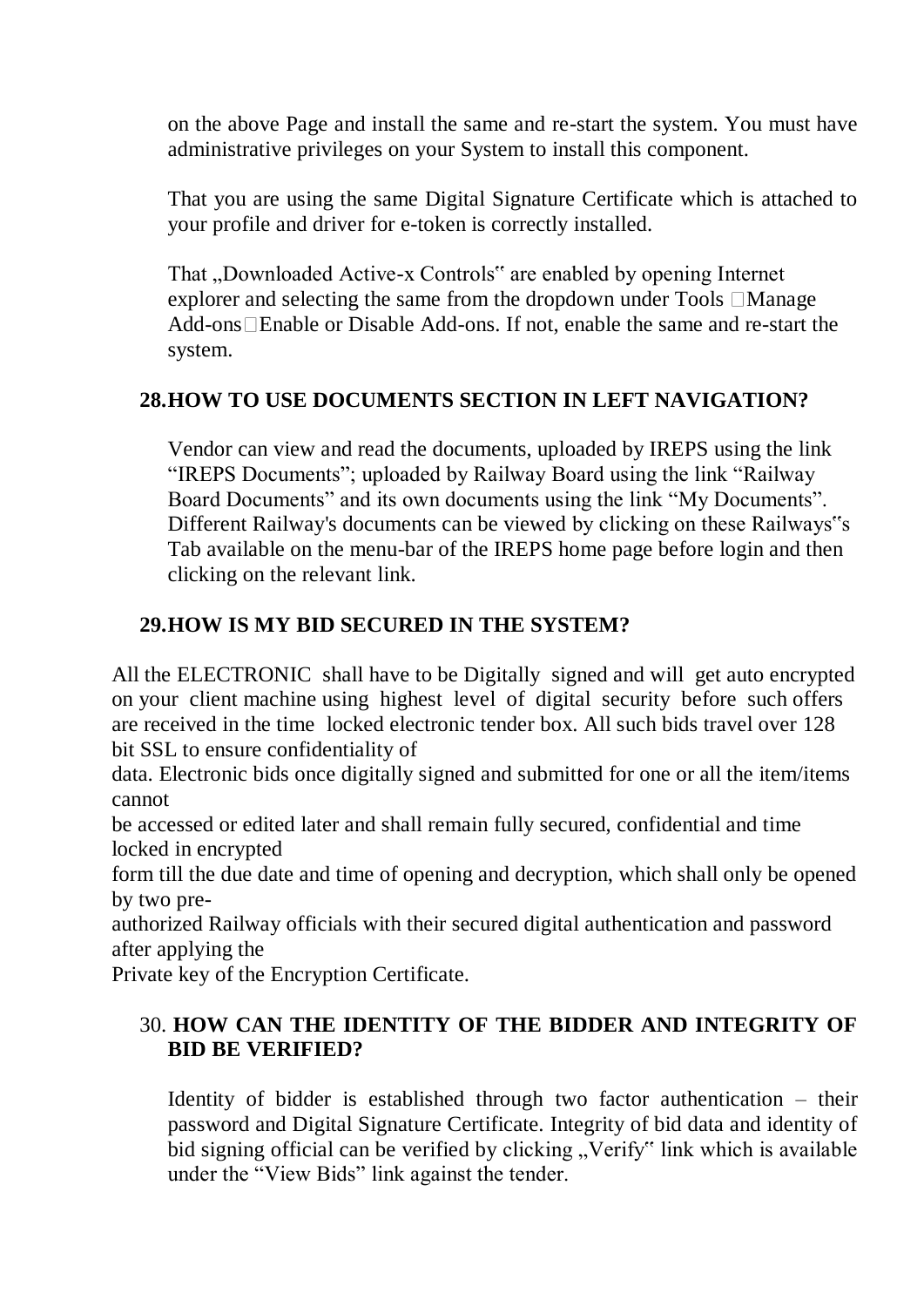on the above Page and install the same and re-start the system. You must have administrative privileges on your System to install this component.

That you are using the same Digital Signature Certificate which is attached to your profile and driver for e-token is correctly installed.

That „Downloaded Active-x Controls" are enabled by opening Internet explorer and selecting the same from the dropdown under Tools Manage Add-ons Enable or Disable Add-ons. If not, enable the same and re-start the system.

## 28. HOW TO USE DOCUMENTS SECTION IN LEFT NAVIGATION?

Vendor can view and read the documents, uploaded by IREPS using the link "IREPS Documents"; uploaded by Railway Board using the link "Railway Board Documents" and its own documents using the link "My Documents". Different Railway's documents can be viewed by clicking on these Railways"s Tab available on the menu-bar of the IREPS home page before login and then clicking on the relevant link.

## 29. HOW IS MY BID SECURED IN THE SYSTEM?

All the ELECTRONIC shall have to be Digitally signed and will get auto encrypted on your client machine using highest level of digital security before such offers are received in the time locked electronic tender box. All such bids travel over 128 bit SSL to ensure confidentiality of data. Electronic bids once digitally signed and submitted for one or all the item/items cannot be accessed or edited later and shall remain fully secured, confidential and time locked in encrypted form till the due date and time of opening and decryption, which shall only be opened by two pre-authorized Railway officials with their secured digital authentication and password after applying the Private key of the Encryption Certificate.

## 30. HOW CAN THE IDENTITY OF THE BIDDER AND INTEGRITY OF BID BE VERIFIED?

Identity of bidder is established through two factor authentication – their password and Digital Signature Certificate. Integrity of bid data and identity of bid signing official can be verified by clicking „Verify" link which is available under the "View Bids" link against the tender.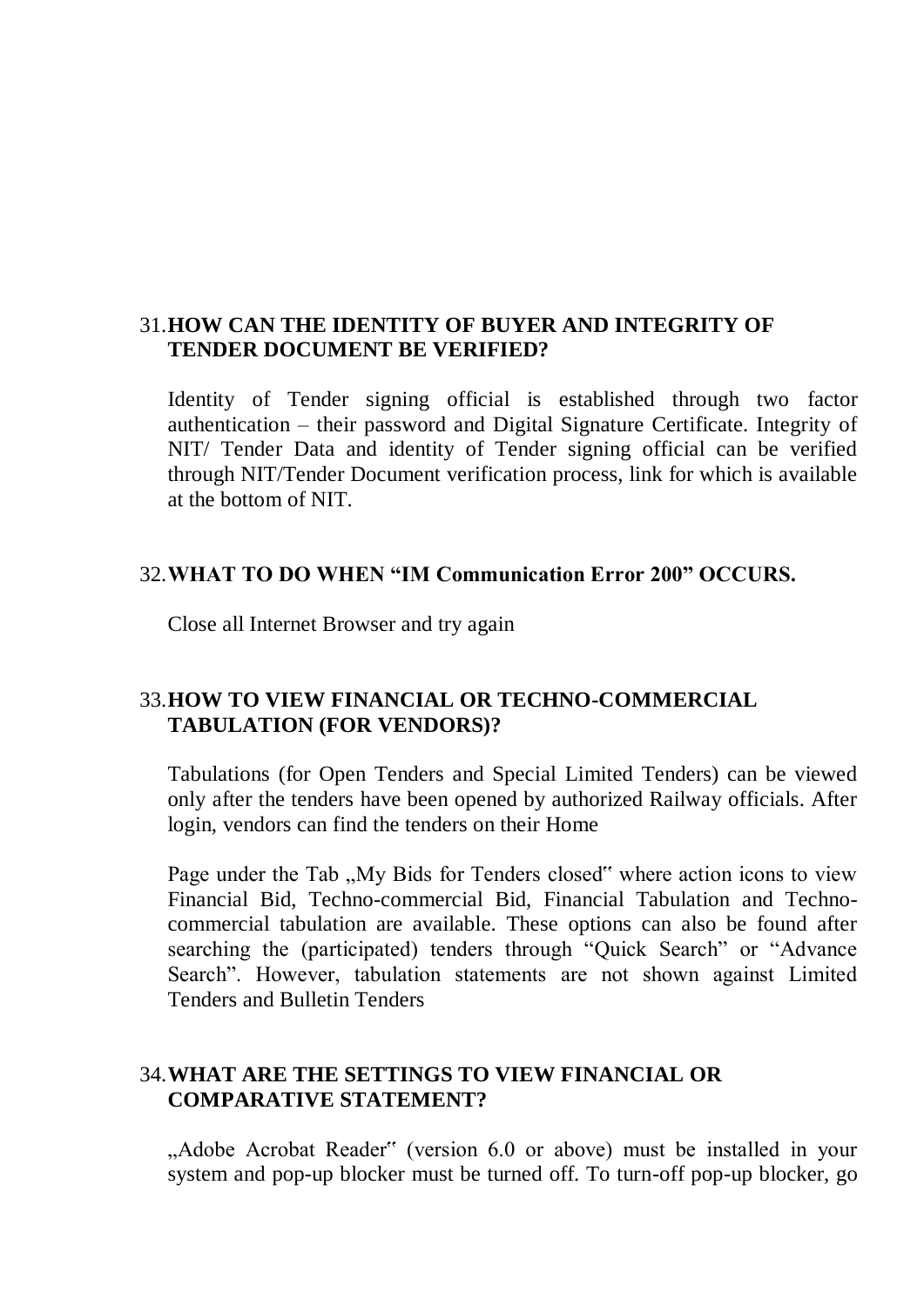31. **HOW CAN THE IDENTITY OF BUYER AND INTEGRITY OF TENDER DOCUMENT BE VERIFIED?**

 Identity of Tender signing official is established through two factor authentication – their password and Digital Signature Certificate. Integrity of NIT/ Tender Data and identity of Tender signing official can be verified through NIT/Tender Document verification process, link for which is available at the bottom of NIT.

32. **WHAT TO DO WHEN "IM Communication Error 200" OCCURS.**

 Close all Internet Browser and try again

33. **HOW TO VIEW FINANCIAL OR TECHNO-COMMERCIAL TABULATION (FOR VENDORS)?**

 Tabulations (for Open Tenders and Special Limited Tenders) can be viewed only after the tenders have been opened by authorized Railway officials. After login, vendors can find the tenders on their Home

 Page under the Tab „My Bids for Tenders closed" where action icons to view Financial Bid, Techno-commercial Bid, Financial Tabulation and Techno-commercial tabulation are available. These options can also be found after searching the (participated) tenders through "Quick Search" or "Advance Search". However, tabulation statements are not shown against Limited Tenders and Bulletin Tenders

34. **WHAT ARE THE SETTINGS TO VIEW FINANCIAL OR COMPARATIVE STATEMENT?**

 „Adobe Acrobat Reader" (version 6.0 or above) must be installed in your system and pop-up blocker must be turned off. To turn-off pop-up blocker, go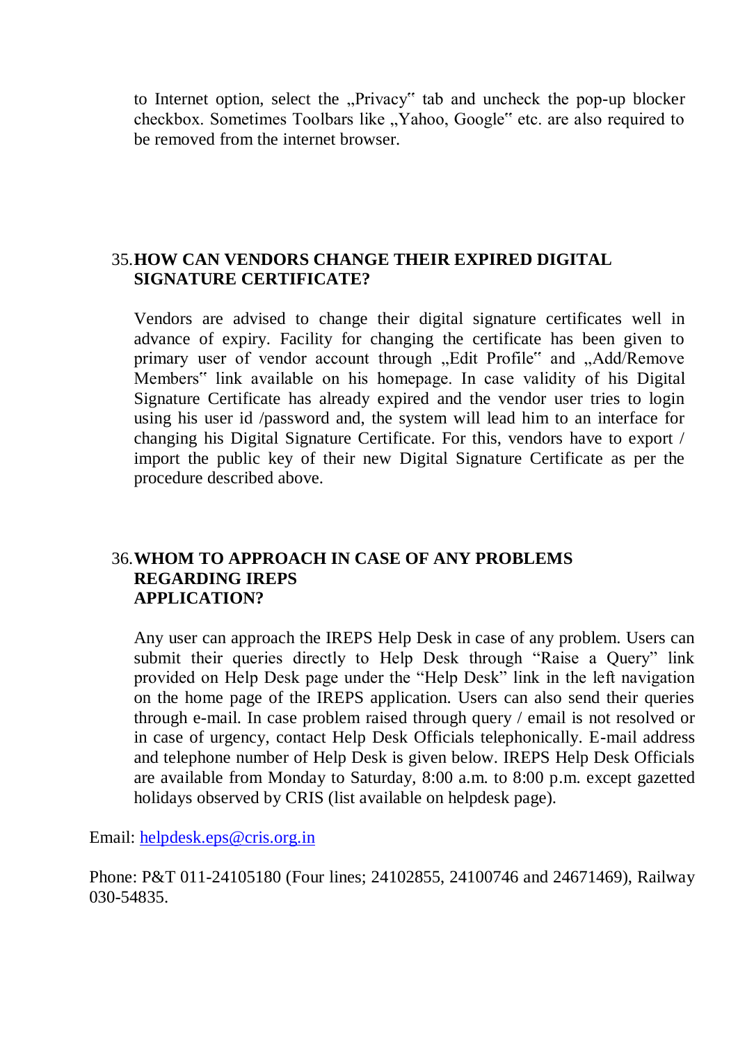to Internet option, select the „Privacy" tab and uncheck the pop-up blocker checkbox. Sometimes Toolbars like „Yahoo, Google" etc. are also required to be removed from the internet browser.

35. **HOW CAN VENDORS CHANGE THEIR EXPIRED DIGITAL SIGNATURE CERTIFICATE?**

Vendors are advised to change their digital signature certificates well in advance of expiry. Facility for changing the certificate has been given to primary user of vendor account through „Edit Profile" and „Add/Remove Members" link available on his homepage. In case validity of his Digital Signature Certificate has already expired and the vendor user tries to login using his user id /password and, the system will lead him to an interface for changing his Digital Signature Certificate. For this, vendors have to export / import the public key of their new Digital Signature Certificate as per the procedure described above.

36. **WHOM TO APPROACH IN CASE OF ANY PROBLEMS REGARDING IREPS APPLICATION?**

Any user can approach the IREPS Help Desk in case of any problem. Users can submit their queries directly to Help Desk through "Raise a Query" link provided on Help Desk page under the "Help Desk" link in the left navigation on the home page of the IREPS application. Users can also send their queries through e-mail. In case problem raised through query / email is not resolved or in case of urgency, contact Help Desk Officials telephonically. E-mail address and telephone number of Help Desk is given below. IREPS Help Desk Officials are available from Monday to Saturday, 8:00 a.m. to 8:00 p.m. except gazetted holidays observed by CRIS (list available on helpdesk page).

Email: helpdesk.eps@cris.org.in

Phone: P&T 011-24105180 (Four lines; 24102855, 24100746 and 24671469), Railway 030-54835.